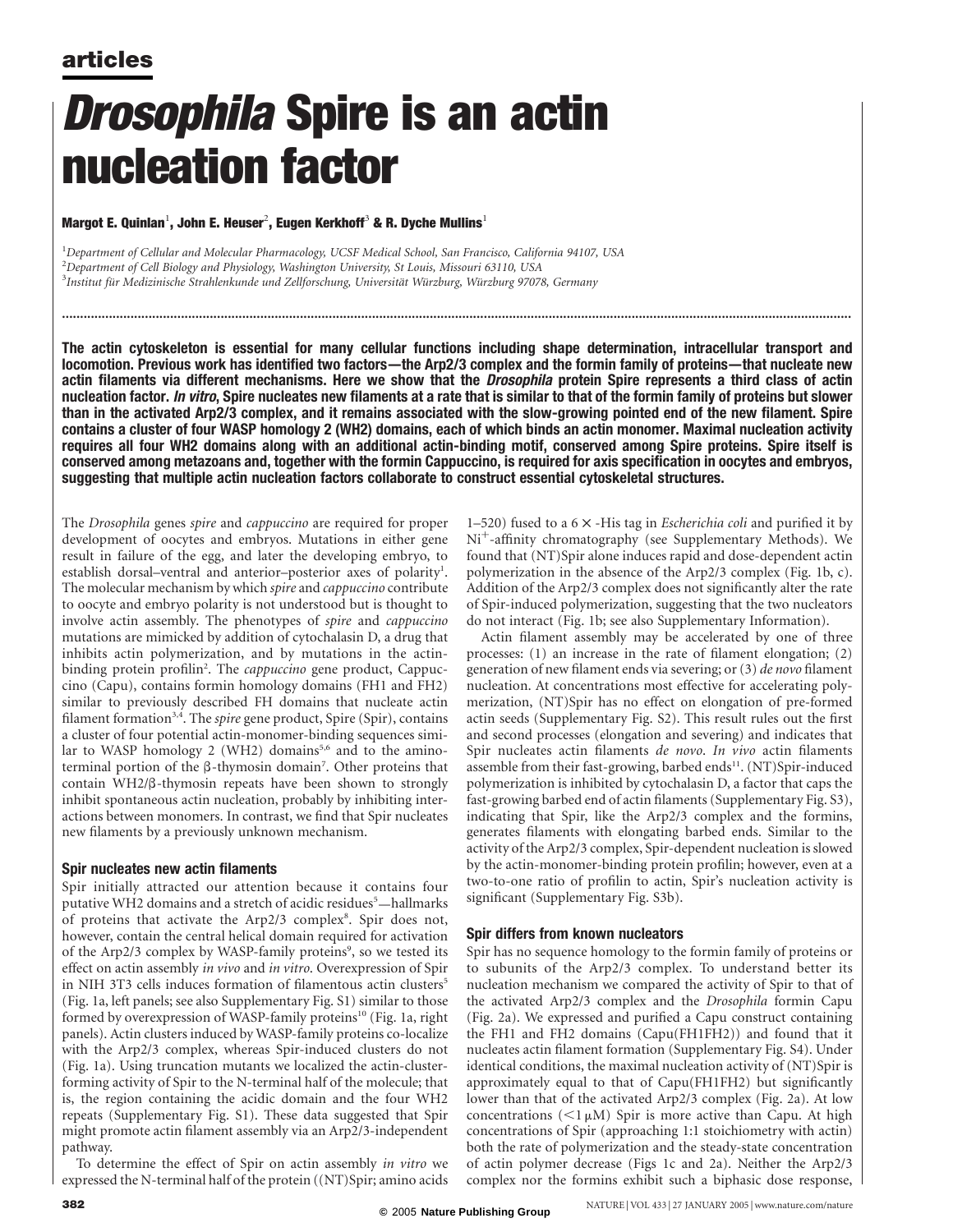# *Drosophila* Spire is an actin nucleation factor

**Margot E. Quinlan**[1], **John E. Heuser**[2], **Eugen Kerkhoff**[3] **& R. Dyche Mullins**[1]

[1]*Department of Cellular and Molecular Pharmacology, UCSF Medical School, San Francisco, California 94107, USA*
[2]*Department of Cell Biology and Physiology, Washington University, St Louis, Missouri 63110, USA*
[3]*Institut für Medizinische Strahlenkunde und Zellforschung, Universität Würzburg, Würzburg 97078, Germany*

**The actin cytoskeleton is essential for many cellular functions including shape determination, intracellular transport and locomotion. Previous work has identified two factors—the Arp2/3 complex and the formin family of proteins—that nucleate new actin filaments via different mechanisms. Here we show that the *Drosophila* protein Spire represents a third class of actin nucleation factor. *In vitro*, Spire nucleates new filaments at a rate that is similar to that of the formin family of proteins but slower than in the activated Arp2/3 complex, and it remains associated with the slow-growing pointed end of the new filament. Spire contains a cluster of four WASP homology 2 (WH2) domains, each of which binds an actin monomer. Maximal nucleation activity requires all four WH2 domains along with an additional actin-binding motif, conserved among Spire proteins. Spire itself is conserved among metazoans and, together with the formin Cappuccino, is required for axis specification in oocytes and embryos, suggesting that multiple actin nucleation factors collaborate to construct essential cytoskeletal structures.**

The *Drosophila* genes *spire* and *cappuccino* are required for proper development of oocytes and embryos. Mutations in either gene result in failure of the egg, and later the developing embryo, to establish dorsal–ventral and anterior–posterior axes of polarity[1]. The molecular mechanism by which *spire* and *cappuccino* contribute to oocyte and embryo polarity is not understood but is thought to involve actin assembly. The phenotypes of *spire* and *cappuccino* mutations are mimicked by addition of cytochalasin D, a drug that inhibits actin polymerization, and by mutations in the actin-binding protein profilin[2]. The *cappuccino* gene product, Cappuccino (Capu), contains formin homology domains (FH1 and FH2) similar to previously described FH domains that nucleate actin filament formation[3,4]. The *spire* gene product, Spire (Spir), contains a cluster of four potential actin-monomer-binding sequences similar to WASP homology 2 (WH2) domains[5,6] and to the amino-terminal portion of the β-thymosin domain[7]. Other proteins that contain WH2/β-thymosin repeats have been shown to strongly inhibit spontaneous actin nucleation, probably by inhibiting interactions between monomers. In contrast, we find that Spir nucleates new filaments by a previously unknown mechanism.

## Spir nucleates new actin filaments

Spir initially attracted our attention because it contains four putative WH2 domains and a stretch of acidic residues[5]—hallmarks of proteins that activate the Arp2/3 complex[8]. Spir does not, however, contain the central helical domain required for activation of the Arp2/3 complex by WASP-family proteins[9], so we tested its effect on actin assembly *in vivo* and *in vitro*. Overexpression of Spir in NIH 3T3 cells induces formation of filamentous actin clusters[5] (Fig. 1a, left panels; see also Supplementary Fig. S1) similar to those formed by overexpression of WASP-family proteins[10] (Fig. 1a, right panels). Actin clusters induced by WASP-family proteins co-localize with the Arp2/3 complex, whereas Spir-induced clusters do not (Fig. 1a). Using truncation mutants we localized the actin-cluster-forming activity of Spir to the N-terminal half of the molecule; that is, the region containing the acidic domain and the four WH2 repeats (Supplementary Fig. S1). These data suggested that Spir might promote actin filament assembly via an Arp2/3-independent pathway.

To determine the effect of Spir on actin assembly *in vitro* we expressed the N-terminal half of the protein ((NT)Spir; amino acids 1–520) fused to a 6 × -His tag in *Escherichia coli* and purified it by $Ni^{+}$-affinity chromatography (see Supplementary Methods). We found that (NT)Spir alone induces rapid and dose-dependent actin polymerization in the absence of the Arp2/3 complex (Fig. 1b, c). Addition of the Arp2/3 complex does not significantly alter the rate of Spir-induced polymerization, suggesting that the two nucleators do not interact (Fig. 1b; see also Supplementary Information).

Actin filament assembly may be accelerated by one of three processes: (1) an increase in the rate of filament elongation; (2) generation of new filament ends via severing; or (3) *de novo* filament nucleation. At concentrations most effective for accelerating polymerization, (NT)Spir has no effect on elongation of pre-formed actin seeds (Supplementary Fig. S2). This result rules out the first and second processes (elongation and severing) and indicates that Spir nucleates actin filaments *de novo*. *In vivo* actin filaments assemble from their fast-growing, barbed ends[11]. (NT)Spir-induced polymerization is inhibited by cytochalasin D, a factor that caps the fast-growing barbed end of actin filaments (Supplementary Fig. S3), indicating that Spir, like the Arp2/3 complex and the formins, generates filaments with elongating barbed ends. Similar to the activity of the Arp2/3 complex, Spir-dependent nucleation is slowed by the actin-monomer-binding protein profilin; however, even at a two-to-one ratio of profilin to actin, Spir's nucleation activity is significant (Supplementary Fig. S3b).

## Spir differs from known nucleators

Spir has no sequence homology to the formin family of proteins or to subunits of the Arp2/3 complex. To understand better its nucleation mechanism we compared the activity of Spir to that of the activated Arp2/3 complex and the *Drosophila* formin Capu (Fig. 2a). We expressed and purified a Capu construct containing the FH1 and FH2 domains (Capu(FH1FH2)) and found that it nucleates actin filament formation (Supplementary Fig. S4). Under identical conditions, the maximal nucleation activity of (NT)Spir is approximately equal to that of Capu(FH1FH2) but significantly lower than that of the activated Arp2/3 complex (Fig. 2a). At low concentrations (<1 μM) Spir is more active than Capu. At high concentrations of Spir (approaching 1:1 stoichiometry with actin) both the rate of polymerization and the steady-state concentration of actin polymer decrease (Figs 1c and 2a). Neither the Arp2/3 complex nor the formins exhibit such a biphasic dose response,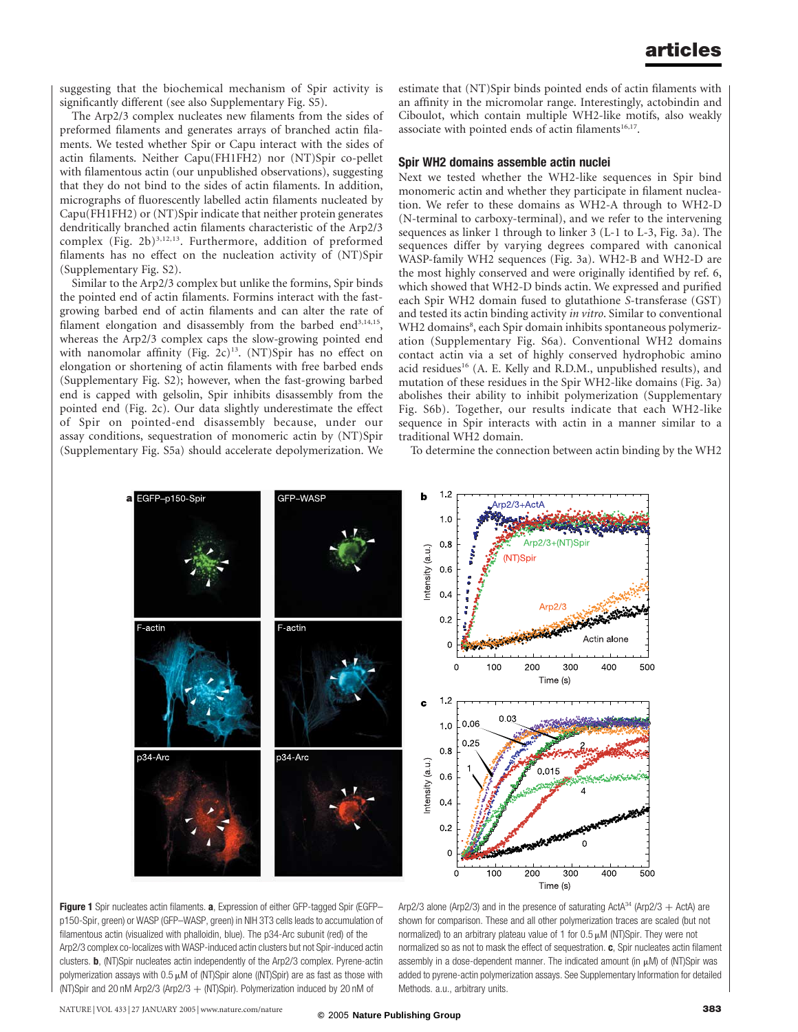suggesting that the biochemical mechanism of Spir activity is significantly different (see also Supplementary Fig. S5).

The Arp2/3 complex nucleates new filaments from the sides of preformed filaments and generates arrays of branched actin filaments. We tested whether Spir or Capu interact with the sides of actin filaments. Neither Capu(FH1FH2) nor (NT)Spir co-pellet with filamentous actin (our unpublished observations), suggesting that they do not bind to the sides of actin filaments. In addition, micrographs of fluorescently labelled actin filaments nucleated by Capu(FH1FH2) or (NT)Spir indicate that neither protein generates dendritically branched actin filaments characteristic of the Arp2/3 complex (Fig. 2b)[3,12,13]. Furthermore, addition of preformed filaments has no effect on the nucleation activity of (NT)Spir (Supplementary Fig. S2).

Similar to the Arp2/3 complex but unlike the formins, Spir binds the pointed end of actin filaments. Formins interact with the fast-growing barbed end of actin filaments and can alter the rate of filament elongation and disassembly from the barbed end[3,14,15], whereas the Arp2/3 complex caps the slow-growing pointed end with nanomolar affinity (Fig. 2c)[13]. (NT)Spir has no effect on elongation or shortening of actin filaments with free barbed ends (Supplementary Fig. S2); however, when the fast-growing barbed end is capped with gelsolin, Spir inhibits disassembly from the pointed end (Fig. 2c). Our data slightly underestimate the effect of Spir on pointed-end disassembly because, under our assay conditions, sequestration of monomeric actin by (NT)Spir (Supplementary Fig. S5a) should accelerate depolymerization. We estimate that (NT)Spir binds pointed ends of actin filaments with an affinity in the micromolar range. Interestingly, actobindin and Ciboulot, which contain multiple WH2-like motifs, also weakly associate with pointed ends of actin filaments[16,17].

## Spir WH2 domains assemble actin nuclei

Next we tested whether the WH2-like sequences in Spir bind monomeric actin and whether they participate in filament nucleation. We refer to these domains as WH2-A through to WH2-D (N-terminal to carboxy-terminal), and we refer to the intervening sequences as linker 1 through linker 3 (L-1 to L-3, Fig. 3a). The sequences differ by varying degrees compared with canonical WASP-family WH2 sequences (Fig. 3a). WH2-B and WH2-D are the most highly conserved and were originally identified by ref. 6, which showed that WH2-D binds actin. We expressed and purified each Spir WH2 domain fused to glutathione *S*-transferase (GST) and tested its actin binding activity *in vitro*. Similar to conventional WH2 domains[8], each Spir domain inhibits spontaneous polymerization (Supplementary Fig. S6a). Conventional WH2 domains contact actin via a set of highly conserved hydrophobic amino acid residues[16] (A. E. Kelly and R.D.M., unpublished results), and mutation of these residues in the Spir WH2-like domains (Fig. 3a) abolishes their ability to inhibit polymerization (Supplementary Fig. S6b). Together, our results indicate that each WH2-like sequence in Spir interacts with actin in a manner similar to a traditional WH2 domain.

To determine the connection between actin binding by the WH2

**Figure 1** Spir nucleates actin filaments. **a**, Expression of either GFP-tagged Spir (EGFP–p150-Spir, green) or WASP (GFP–WASP, green) in NIH 3T3 cells leads to accumulation of filamentous actin (visualized with phalloidin, blue). The p34-Arc subunit (red) of the Arp2/3 complex co-localizes with WASP-induced actin clusters but not Spir-induced actin clusters. **b**, (NT)Spir nucleates actin independently of the Arp2/3 complex. Pyrene-actin polymerization assays with 0.5 μM of (NT)Spir alone ((NT)Spir) are as fast as those with (NT)Spir and 20 nM Arp2/3 (Arp2/3 + (NT)Spir). Polymerization induced by 20 nM of Arp2/3 alone (Arp2/3) and in the presence of saturating ActA[34] (Arp2/3 + ActA) are shown for comparison. These and all other polymerization traces are scaled (but not normalized) to an arbitrary plateau value of 1 for 0.5 μM (NT)Spir. They were not normalized so as not to mask the effect of sequestration. **c**, Spir nucleates actin filament assembly in a dose-dependent manner. The indicated amount (in μM) of (NT)Spir was added to pyrene-actin polymerization assays. See Supplementary Information for detailed Methods. a.u., arbitrary units.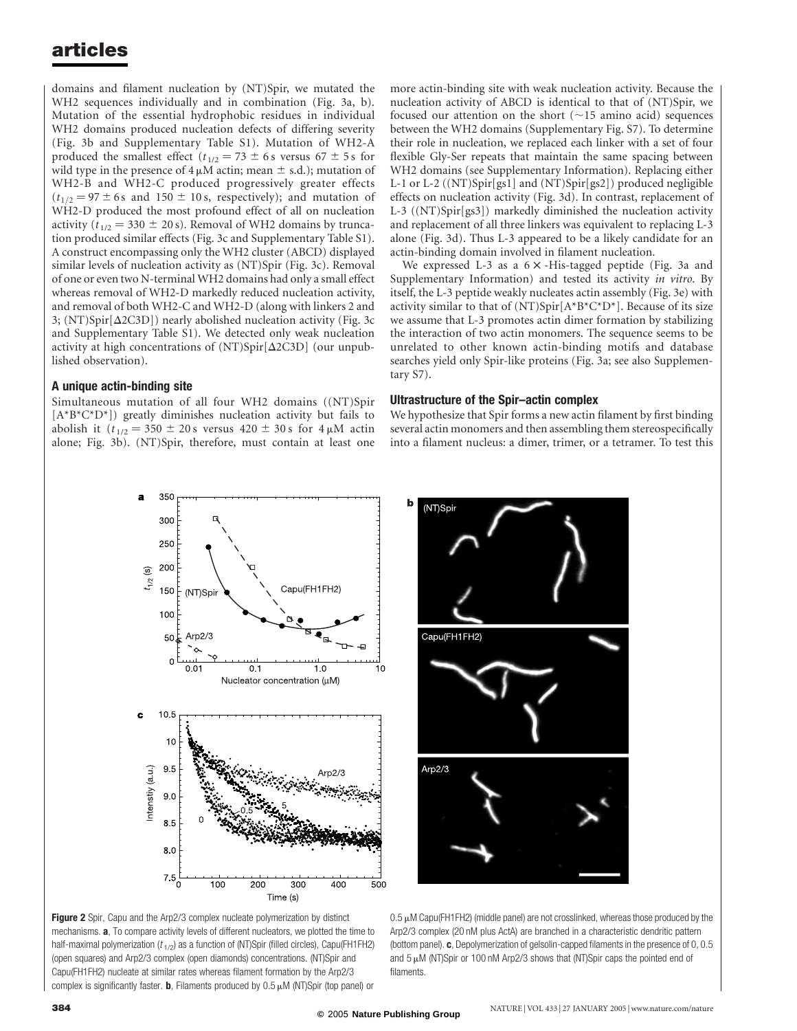domains and filament nucleation by (NT)Spir, we mutated the WH2 sequences individually and in combination (Fig. 3a, b). Mutation of the essential hydrophobic residues in individual WH2 domains produced nucleation defects of differing severity (Fig. 3b and Supplementary Table S1). Mutation of WH2-A produced the smallest effect ($t_{1/2} = 73 \pm 6$ s versus $67 \pm 5$ s for wild type in the presence of 4 μM actin; mean ± s.d.); mutation of WH2-B and WH2-C produced progressively greater effects ($t_{1/2} = 97 \pm 6$ s and $150 \pm 10$ s, respectively); and mutation of WH2-D produced the most profound effect of all on nucleation activity ($t_{1/2} = 330 \pm 20$ s). Removal of WH2 domains by truncation produced similar effects (Fig. 3c and Supplementary Table S1). A construct encompassing only the WH2 cluster (ABCD) displayed similar levels of nucleation activity as (NT)Spir (Fig. 3c). Removal of one or even two N-terminal WH2 domains had only a small effect whereas removal of WH2-D markedly reduced nucleation activity, and removal of both WH2-C and WH2-D (along with linkers 2 and 3; (NT)Spir[Δ2C3D]) nearly abolished nucleation activity (Fig. 3c and Supplementary Table S1). We detected only weak nucleation activity at high concentrations of (NT)Spir[Δ2C3D] (our unpublished observation).

### A unique actin-binding site

Simultaneous mutation of all four WH2 domains ((NT)Spir [A*B*C*D*]) greatly diminishes nucleation activity but fails to abolish it ($t_{1/2} = 350 \pm 20$ s versus $420 \pm 30$ s for 4 μM actin alone; Fig. 3b). (NT)Spir, therefore, must contain at least one more actin-binding site with weak nucleation activity. Because the nucleation activity of ABCD is identical to that of (NT)Spir, we focused our attention on the short (~15 amino acid) sequences between the WH2 domains (Supplementary Fig. S7). To determine their role in nucleation, we replaced each linker with a set of four flexible Gly-Ser repeats that maintain the same spacing between WH2 domains (see Supplementary Information). Replacing either L-1 or L-2 ((NT)Spir[gs1] and (NT)Spir[gs2]) produced negligible effects on nucleation activity (Fig. 3d). In contrast, replacement of L-3 ((NT)Spir[gs3]) markedly diminished the nucleation activity and replacement of all three linkers was equivalent to replacing L-3 alone (Fig. 3d). Thus L-3 appeared to be a likely candidate for an actin-binding domain involved in filament nucleation.

We expressed L-3 as a 6×-His-tagged peptide (Fig. 3a and Supplementary Information) and tested its activity *in vitro*. By itself, the L-3 peptide weakly nucleates actin assembly (Fig. 3e) with activity similar to that of (NT)Spir[A*B*C*D*]. Because of its size we assume that L-3 promotes actin dimer formation by stabilizing the interaction of two actin monomers. The sequence seems to be unrelated to other known actin-binding motifs and database searches yield only Spir-like proteins (Fig. 3a; see also Supplementary S7).

### Ultrastructure of the Spir–actin complex

We hypothesize that Spir forms a new actin filament by first binding several actin monomers and then assembling them stereospecifically into a filament nucleus: a dimer, trimer, or a tetramer. To test this

**Figure 2** Spir, Capu and the Arp2/3 complex nucleate polymerization by distinct mechanisms. **a**, To compare activity levels of different nucleators, we plotted the time to half-maximal polymerization ($t_{1/2}$) as a function of (NT)Spir (filled circles), Capu(FH1FH2) (open squares) and Arp2/3 complex (open diamonds) concentrations. (NT)Spir and Capu(FH1FH2) nucleate at similar rates whereas filament formation by the Arp2/3 complex is significantly faster. **b**, Filaments produced by 0.5 μM (NT)Spir (top panel) or 0.5 μM Capu(FH1FH2) (middle panel) are not crosslinked, whereas those produced by the Arp2/3 complex (20 nM plus ActA) are branched in a characteristic dendritic pattern (bottom panel). **c**, Depolymerization of gelsolin-capped filaments in the presence of 0, 0.5 and 5 μM (NT)Spir or 100 nM Arp2/3 shows that (NT)Spir caps the pointed end of filaments.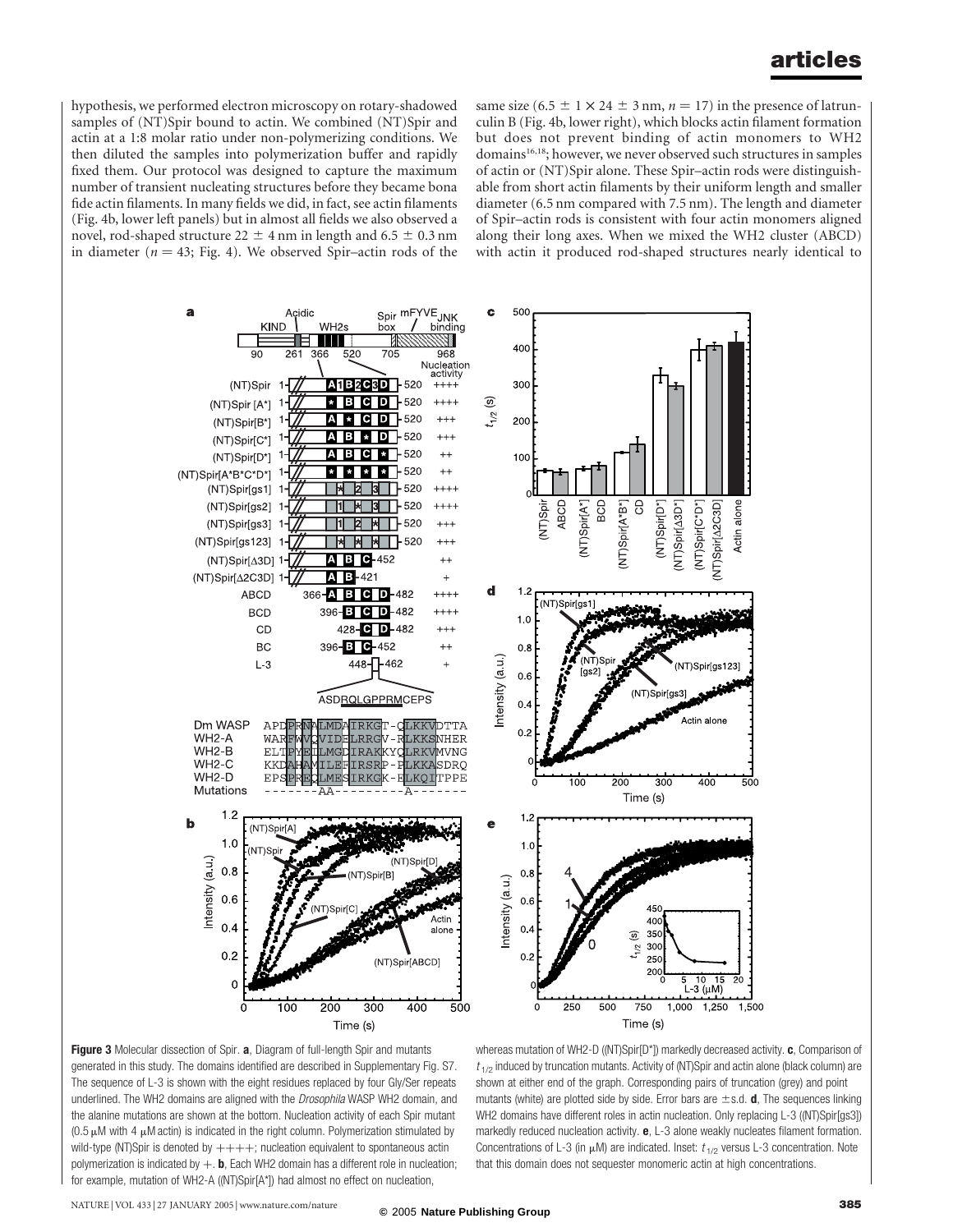hypothesis, we performed electron microscopy on rotary-shadowed samples of (NT)Spir bound to actin. We combined (NT)Spir and actin at a 1:8 molar ratio under non-polymerizing conditions. We then diluted the samples into polymerization buffer and rapidly fixed them. Our protocol was designed to capture the maximum number of transient nucleating structures before they became bona fide actin filaments. In many fields we did, in fact, see actin filaments (Fig. 4b, lower left panels) but in almost all fields we also observed a novel, rod-shaped structure $22 \pm 4$ nm in length and $6.5 \pm 0.3$ nm in diameter ($n = 43$; Fig. 4). We observed Spir–actin rods of the same size ($6.5 \pm 1 \times 24 \pm 3$ nm, $n = 17$) in the presence of latrunculin B (Fig. 4b, lower right), which blocks actin filament formation but does not prevent binding of actin monomers to WH2 domains[16,18]; however, we never observed such structures in samples of actin or (NT)Spir alone. These Spir–actin rods were distinguishable from short actin filaments by their uniform length and smaller diameter (6.5 nm compared with 7.5 nm). The length and diameter of Spir–actin rods is consistent with four actin monomers aligned along their long axes. When we mixed the WH2 cluster (ABCD) with actin it produced rod-shaped structures nearly identical to

**Figure 3** Molecular dissection of Spir. **a**, Diagram of full-length Spir and mutants generated in this study. The domains identified are described in Supplementary Fig. S7. The sequence of L-3 is shown with the eight residues replaced by four Gly/Ser repeats underlined. The WH2 domains are aligned with the *Drosophila* WASP WH2 domain, and the alanine mutations are shown at the bottom. Nucleation activity of each Spir mutant (0.5 μM with 4 μM actin) is indicated in the right column. Polymerization stimulated by wild-type (NT)Spir is denoted by ++++; nucleation equivalent to spontaneous actin polymerization is indicated by +. **b**, Each WH2 domain has a different role in nucleation; for example, mutation of WH2-A ((NT)Spir[A*]) had almost no effect on nucleation, whereas mutation of WH2-D ((NT)Spir[D*]) markedly decreased activity. **c**, Comparison of $t_{1/2}$ induced by truncation mutants. Activity of (NT)Spir and actin alone (black column) are shown at either end of the graph. Corresponding pairs of truncation (grey) and point mutants (white) are plotted side by side. Error bars are ±s.d. **d**, The sequences linking WH2 domains have different roles in actin nucleation. Only replacing L-3 ((NT)Spir[gs3]) markedly reduced nucleation activity. **e**, L-3 alone weakly nucleates filament formation. Concentrations of L-3 (in μM) are indicated. Inset: $t_{1/2}$ versus L-3 concentration. Note that this domain does not sequester monomeric actin at high concentrations.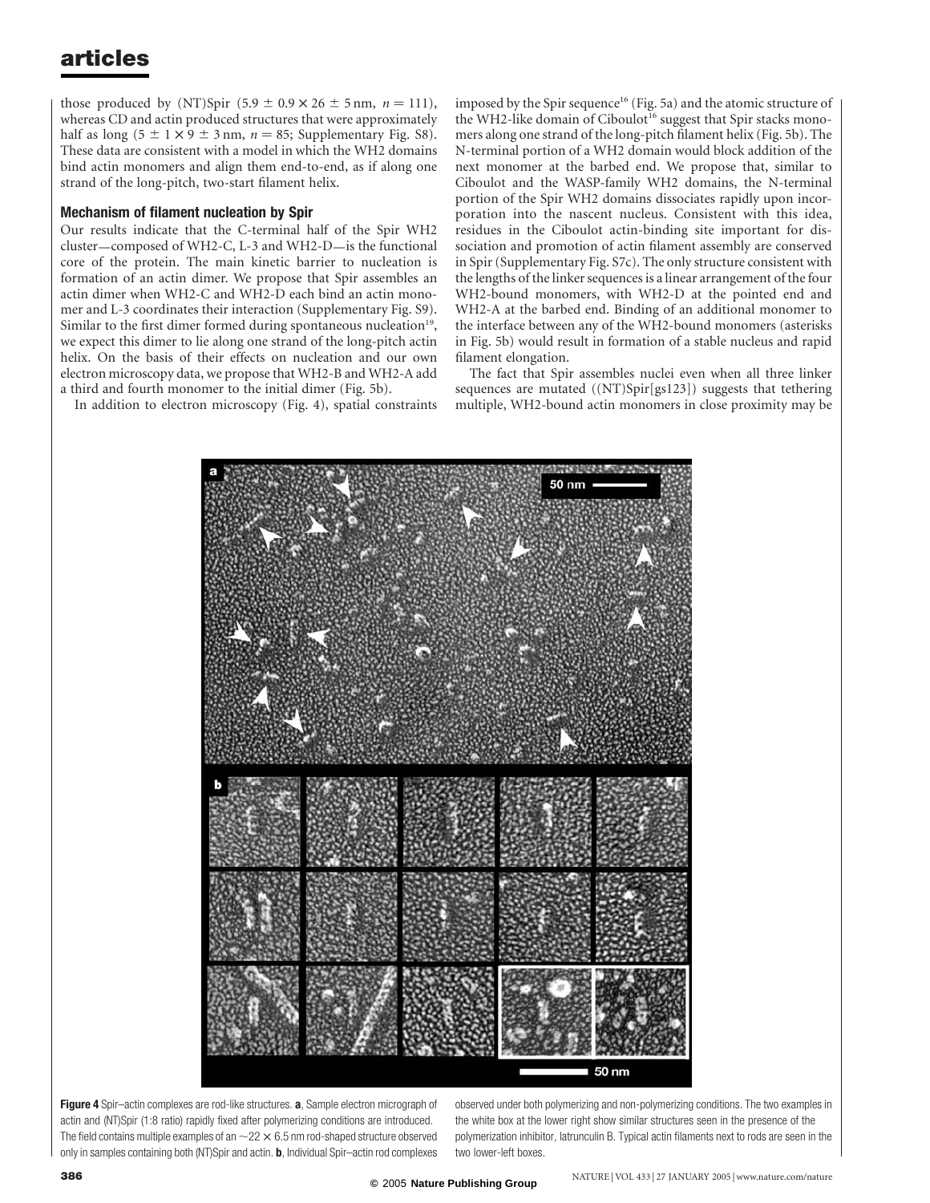those produced by (NT)Spir ($5.9 \pm 0.9 \times 26 \pm 5$ nm, $n = 111$), whereas CD and actin produced structures that were approximately half as long ($5 \pm 1 \times 9 \pm 3$ nm, $n = 85$; Supplementary Fig. S8). These data are consistent with a model in which the WH2 domains bind actin monomers and align them end-to-end, as if along one strand of the long-pitch, two-start filament helix.

### Mechanism of filament nucleation by Spir

Our results indicate that the C-terminal half of the Spir WH2 cluster—composed of WH2-C, L-3 and WH2-D—is the functional core of the protein. The main kinetic barrier to nucleation is formation of an actin dimer. We propose that Spir assembles an actin dimer when WH2-C and WH2-D each bind an actin monomer and L-3 coordinates their interaction (Supplementary Fig. S9). Similar to the first dimer formed during spontaneous nucleation[19], we expect this dimer to lie along one strand of the long-pitch actin helix. On the basis of their effects on nucleation and our own electron microscopy data, we propose that WH2-B and WH2-A add a third and fourth monomer to the initial dimer (Fig. 5b).

In addition to electron microscopy (Fig. 4), spatial constraints imposed by the Spir sequence[16] (Fig. 5a) and the atomic structure of the WH2-like domain of Ciboulot[16] suggest that Spir stacks monomers along one strand of the long-pitch filament helix (Fig. 5b). The N-terminal portion of a WH2 domain would block addition of the next monomer at the barbed end. We propose that, similar to Ciboulot and the WASP-family WH2 domains, the N-terminal portion of the Spir WH2 domains dissociates rapidly upon incorporation into the nascent nucleus. Consistent with this idea, residues in the Ciboulot actin-binding site important for dissociation and promotion of actin filament assembly are conserved in Spir (Supplementary Fig. S7c). The only structure consistent with the lengths of the linker sequences is a linear arrangement of the four WH2-bound monomers, with WH2-D at the pointed end and WH2-A at the barbed end. Binding of an additional monomer to the interface between any of the WH2-bound monomers (asterisks in Fig. 5b) would result in formation of a stable nucleus and rapid filament elongation.

The fact that Spir assembles nuclei even when all three linker sequences are mutated ((NT)Spir[gs123]) suggests that tethering multiple, WH2-bound actin monomers in close proximity may be

**Figure 4** Spir–actin complexes are rod-like structures. **a**, Sample electron micrograph of actin and (NT)Spir (1:8 ratio) rapidly fixed after polymerizing conditions are introduced. The field contains multiple examples of an ~22 × 6.5 nm rod-shaped structure observed only in samples containing both (NT)Spir and actin. **b**, Individual Spir–actin rod complexes observed under both polymerizing and non-polymerizing conditions. The two examples in the white box at the lower right show similar structures seen in the presence of the polymerization inhibitor, latrunculin B. Typical actin filaments next to rods are seen in the two lower-left boxes.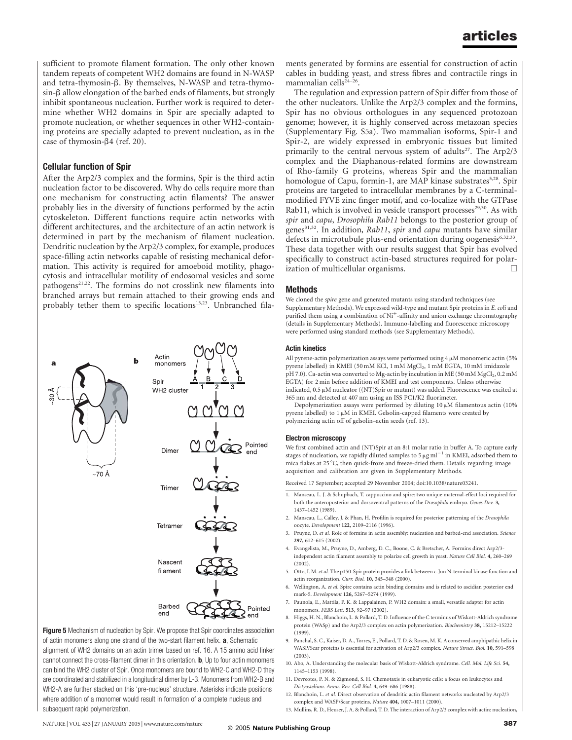sufficient to promote filament formation. The only other known tandem repeats of competent WH2 domains are found in N-WASP and tetra-thymosin-β. By themselves, N-WASP and tetra-thymosin-β allow elongation of the barbed ends of filaments, but strongly inhibit spontaneous nucleation. Further work is required to determine whether WH2 domains in Spir are specially adapted to promote nucleation, or whether sequences in other WH2-containing proteins are specially adapted to prevent nucleation, as in the case of thymosin-β4 (ref. 20).

### Cellular function of Spir

After the Arp2/3 complex and the formins, Spir is the third actin nucleation factor to be discovered. Why do cells require more than one mechanism for constructing actin filaments? The answer probably lies in the diversity of functions performed by the actin cytoskeleton. Different functions require actin networks with different architectures, and the architecture of an actin network is determined in part by the mechanism of filament nucleation. Dendritic nucleation by the Arp2/3 complex, for example, produces space-filling actin networks capable of resisting mechanical deformation. This activity is required for amoeboid motility, phagocytosis and intracellular motility of endosomal vesicles and some pathogens[21,22]. The formins do not crosslink new filaments into branched arrays but remain attached to their growing ends and probably tether them to specific locations[15,23]. Unbranched filaments generated by formins are essential for construction of actin cables in budding yeast, and stress fibres and contractile rings in mammalian cells[24–26].

The regulation and expression pattern of Spir differ from those of the other nucleators. Unlike the Arp2/3 complex and the formins, Spir has no obvious orthologues in any sequenced protozoan genome; however, it is highly conserved across metazoan species (Supplementary Fig. S5a). Two mammalian isoforms, Spir-1 and Spir-2, are widely expressed in embryonic tissues but limited primarily to the central nervous system of adults[27]. The Arp2/3 complex and the Diaphanous-related formins are downstream of Rho-family G proteins, whereas Spir and the mammalian homologue of Capu, formin-1, are MAP kinase substrates[5,28]. Spir proteins are targeted to intracellular membranes by a C-terminal-modified FYVE zinc finger motif, and co-localize with the GTPase Rab11, which is involved in vesicle transport processes[29,30]. As with *spir* and *capu*, *Drosophila Rab11* belongs to the posterior group of genes[31,32]. In addition, *Rab11*, *spir* and *capu* mutants have similar defects in microtubule plus-end orientation during oogenesis[6,32,33]. These data together with our results suggest that Spir has evolved specifically to construct actin-based structures required for polarization of multicellular organisms. □

## Methods

We cloned the *spire* gene and generated mutants using standard techniques (see Supplementary Methods). We expressed wild-type and mutant Spir proteins in *E. coli* and purified them using a combination of $Ni^{+}$-affinity and anion exchange chromatography (details in Supplementary Methods). Immuno-labelling and fluorescence microscopy were performed using standard methods (see Supplementary Methods).

#### Actin kinetics

All pyrene-actin polymerization assays were performed using 4 μM monomeric actin (5% pyrene labelled) in KMEI (50 mM KCl, 1 mM $MgCl_2$, 1 mM EGTA, 10 mM imidazole pH 7.0). Ca-actin was converted to Mg-actin by incubation in ME (50 mM $MgCl_2$, 0.2 mM EGTA) for 2 min before addition of KMEI and test components. Unless otherwise indicated, 0.5 μM nucleator ((NT)Spir or mutant) was added. Fluorescence was excited at 365 nm and detected at 407 nm using an ISS PC1/K2 fluorimeter.

Depolymerization assays were performed by diluting 10 μM filamentous actin (10% pyrene labelled) to 1 μM in KMEI. Gelsolin-capped filaments were created by polymerizing actin off of gelsolin–actin seeds (ref. 13).

#### Electron microscopy

We first combined actin and (NT)Spir at an 8:1 molar ratio in buffer A. To capture early stages of nucleation, we rapidly diluted samples to 5 μg $ml^{-1}$ in KMEI, adsorbed them to mica flakes at 25 °C, then quick-froze and freeze-dried them. Details regarding image acquisition and calibration are given in Supplementary Methods.

Received 17 September; accepted 29 November 2004; doi:10.1038/nature03241.

**Figure 5** Mechanism of nucleation by Spir. We propose that Spir coordinates association of actin monomers along one strand of the two-start filament helix. **a**, Schematic alignment of WH2 domains on an actin trimer based on ref. 16. A 15 amino acid linker cannot connect the cross-filament dimer in this orientation. **b**, Up to four actin monomers can bind the WH2 cluster of Spir. Once monomers are bound to WH2-C and WH2-D they are coordinated and stabilized in a longitudinal dimer by L-3. Monomers from WH2-B and WH2-A are further stacked on this 'pre-nucleus' structure. Asterisks indicate positions where addition of a monomer would result in formation of a complete nucleus and subsequent rapid polymerization.

1. Manseau, L. J. & Schupbach, T. cappuccino and spire: two unique maternal-effect loci required for both the anteroposterior and dorsoventral patterns of the *Drosophila* embryo. *Genes Dev.* **3,** 1437–1452 (1989).
2. Manseau, L., Calley, J. & Phan, H. Profilin is required for posterior patterning of the *Drosophila* oocyte. *Development* **122,** 2109–2116 (1996).
3. Pruyne, D. *et al.* Role of formins in actin assembly: nucleation and barbed-end association. *Science* **297,** 612–615 (2002).
4. Evangelista, M., Pruyne, D., Amberg, D. C., Boone, C. & Bretscher, A. Formins direct Arp2/3-independent actin filament assembly to polarize cell growth in yeast. *Nature Cell Biol.* **4,** 260–269 (2002).
5. Otto, I. M. *et al.* The p150-Spir protein provides a link between c-Jun N-terminal kinase function and actin reorganization. *Curr. Biol.* **10,** 345–348 (2000).
6. Wellington, A. *et al.* Spire contains actin binding domains and is related to ascidian posterior end mark-5. *Development* **126,** 5267–5274 (1999).
7. Paunola, E., Mattila, P. K. & Lappalainen, P. WH2 domain: a small, versatile adapter for actin monomers. *FEBS Lett.* **513,** 92–97 (2002).
8. Higgs, H. N., Blanchoin, L. & Pollard, T. D. Influence of the C terminus of Wiskott-Aldrich syndrome protein (WASp) and the Arp2/3 complex on actin polymerization. *Biochemistry* **38,** 15212–15222 (1999).
9. Panchal, S. C., Kaiser, D. A., Torres, E., Pollard, T. D. & Rosen, M. K. A conserved amphipathic helix in WASP/Scar proteins is essential for activation of Arp2/3 complex. *Nature Struct. Biol.* **10,** 591–598 (2003).
10. Abo, A. Understanding the molecular basis of Wiskott-Aldrich syndrome. *Cell. Mol. Life Sci.* **54,** 1145–1153 (1998).
11. Devreotes, P. N. & Zigmond, S. H. Chemotaxis in eukaryotic cells: a focus on leukocytes and *Dictyostelium*. *Annu. Rev. Cell Biol.* **4,** 649–686 (1988).
12. Blanchoin, L. *et al.* Direct observation of dendritic actin filament networks nucleated by Arp2/3 complex and WASP/Scar proteins. *Nature* **404,** 1007–1011 (2000).
13. Mullins, R. D., Heuser, J. A. & Pollard, T. D. The interaction of Arp2/3 complex with actin: nucleation,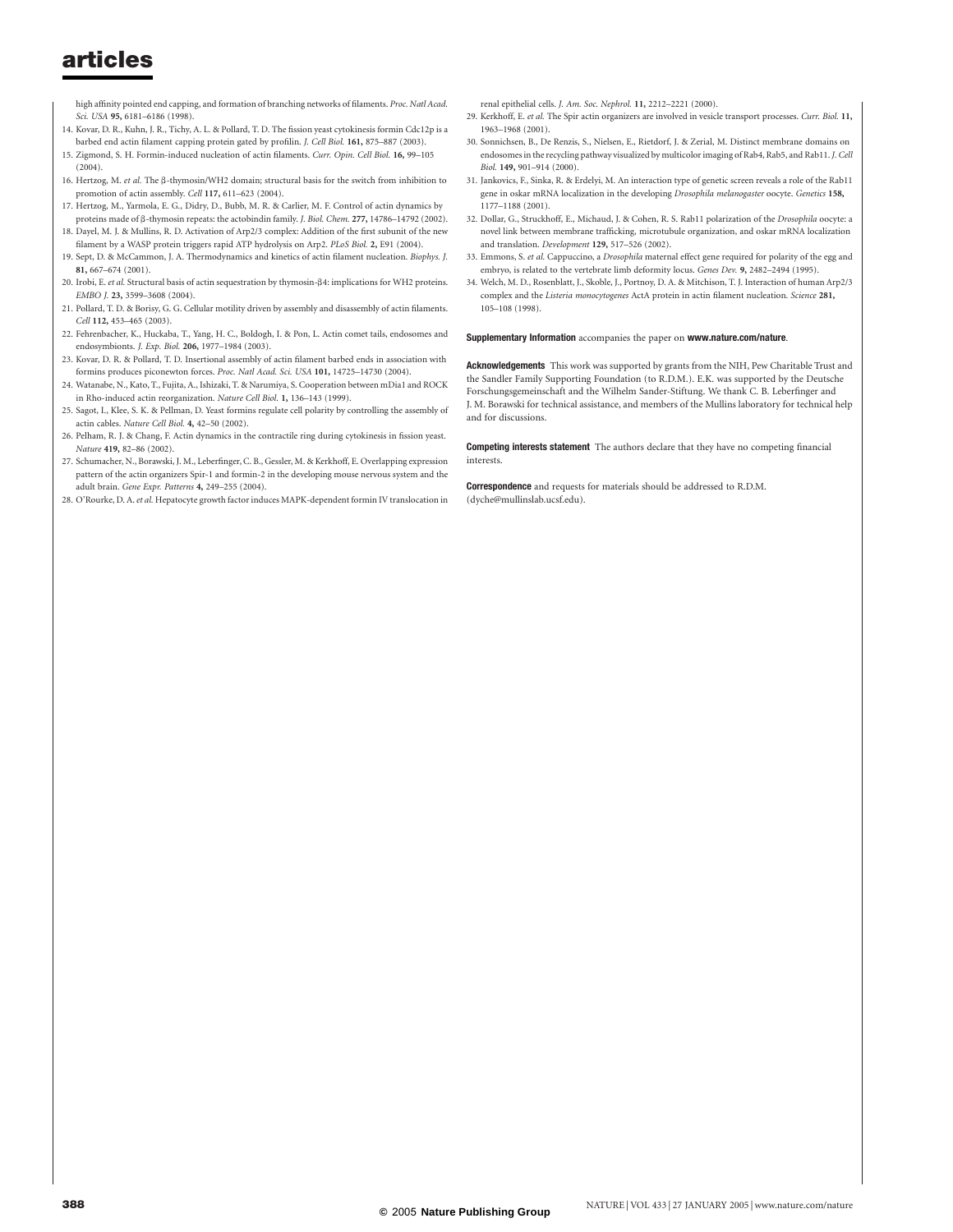high affinity pointed end capping, and formation of branching networks of filaments. *Proc. Natl Acad. Sci. USA* **95,** 6181–6186 (1998).

14. Kovar, D. R., Kuhn, J. R., Tichy, A. L. & Pollard, T. D. The fission yeast cytokinesis formin Cdc12p is a barbed end actin filament capping protein gated by profilin. *J. Cell Biol.* **161,** 875–887 (2003).
15. Zigmond, S. H. Formin-induced nucleation of actin filaments. *Curr. Opin. Cell Biol.* **16,** 99–105 (2004).
16. Hertzog, M. *et al.* The β-thymosin/WH2 domain; structural basis for the switch from inhibition to promotion of actin assembly. *Cell* **117,** 611–623 (2004).
17. Hertzog, M., Yarmola, E. G., Didry, D., Bubb, M. R. & Carlier, M. F. Control of actin dynamics by proteins made of β-thymosin repeats: the actobindin family. *J. Biol. Chem.* **277,** 14786–14792 (2002).
18. Dayel, M. J. & Mullins, R. D. Activation of Arp2/3 complex: Addition of the first subunit of the new filament by a WASP protein triggers rapid ATP hydrolysis on Arp2. *PLoS Biol.* **2,** E91 (2004).
19. Sept, D. & McCammon, J. A. Thermodynamics and kinetics of actin filament nucleation. *Biophys. J.* **81,** 667–674 (2001).
20. Irobi, E. *et al.* Structural basis of actin sequestration by thymosin-β4: implications for WH2 proteins. *EMBO J.* **23,** 3599–3608 (2004).
21. Pollard, T. D. & Borisy, G. G. Cellular motility driven by assembly and disassembly of actin filaments. *Cell* **112,** 453–465 (2003).
22. Fehrenbacher, K., Huckaba, T., Yang, H. C., Boldogh, I. & Pon, L. Actin comet tails, endosomes and endosymbionts. *J. Exp. Biol.* **206,** 1977–1984 (2003).
23. Kovar, D. R. & Pollard, T. D. Insertional assembly of actin filament barbed ends in association with formins produces piconewton forces. *Proc. Natl Acad. Sci. USA* **101,** 14725–14730 (2004).
24. Watanabe, N., Kato, T., Fujita, A., Ishizaki, T. & Narumiya, S. Cooperation between mDia1 and ROCK in Rho-induced actin reorganization. *Nature Cell Biol.* **1,** 136–143 (1999).
25. Sagot, I., Klee, S. K. & Pellman, D. Yeast formins regulate cell polarity by controlling the assembly of actin cables. *Nature Cell Biol.* **4,** 42–50 (2002).
26. Pelham, R. J. & Chang, F. Actin dynamics in the contractile ring during cytokinesis in fission yeast. *Nature* **419,** 82–86 (2002).
27. Schumacher, N., Borawski, J. M., Leberfinger, C. B., Gessler, M. & Kerkhoff, E. Overlapping expression pattern of the actin organizers Spir-1 and formin-2 in the developing mouse nervous system and the adult brain. *Gene Expr. Patterns* **4,** 249–255 (2004).
28. O'Rourke, D. A. *et al.* Hepatocyte growth factor induces MAPK-dependent formin IV translocation in renal epithelial cells. *J. Am. Soc. Nephrol.* **11,** 2212–2221 (2000).
29. Kerkhoff, E. *et al.* The Spir actin organizers are involved in vesicle transport processes. *Curr. Biol.* **11,** 1963–1968 (2001).
30. Sonnichsen, B., De Renzis, S., Nielsen, E., Rietdorf, J. & Zerial, M. Distinct membrane domains on endosomes in the recycling pathway visualized by multicolor imaging of Rab4, Rab5, and Rab11. *J. Cell Biol.* **149,** 901–914 (2000).
31. Jankovics, F., Sinka, R. & Erdelyi, M. An interaction type of genetic screen reveals a role of the Rab11 gene in oskar mRNA localization in the developing *Drosophila melanogaster* oocyte. *Genetics* **158,** 1177–1188 (2001).
32. Dollar, G., Struckhoff, E., Michaud, J. & Cohen, R. S. Rab11 polarization of the *Drosophila* oocyte: a novel link between membrane trafficking, microtubule organization, and oskar mRNA localization and translation. *Development* **129,** 517–526 (2002).
33. Emmons, S. *et al.* Cappuccino, a *Drosophila* maternal effect gene required for polarity of the egg and embryo, is related to the vertebrate limb deformity locus. *Genes Dev.* **9,** 2482–2494 (1995).
34. Welch, M. D., Rosenblatt, J., Skoble, J., Portnoy, D. A. & Mitchison, T. J. Interaction of human Arp2/3 complex and the *Listeria monocytogenes* ActA protein in actin filament nucleation. *Science* **281,** 105–108 (1998).

**Supplementary Information** accompanies the paper on **www.nature.com/nature**.

**Acknowledgements** This work was supported by grants from the NIH, Pew Charitable Trust and the Sandler Family Supporting Foundation (to R.D.M.). E.K. was supported by the Deutsche Forschungsgemeinschaft and the Wilhelm Sander-Stiftung. We thank C. B. Leberfinger and J. M. Borawski for technical assistance, and members of the Mullins laboratory for technical help and for discussions.

**Competing interests statement** The authors declare that they have no competing financial interests.

**Correspondence** and requests for materials should be addressed to R.D.M. (dyche@mullinslab.ucsf.edu).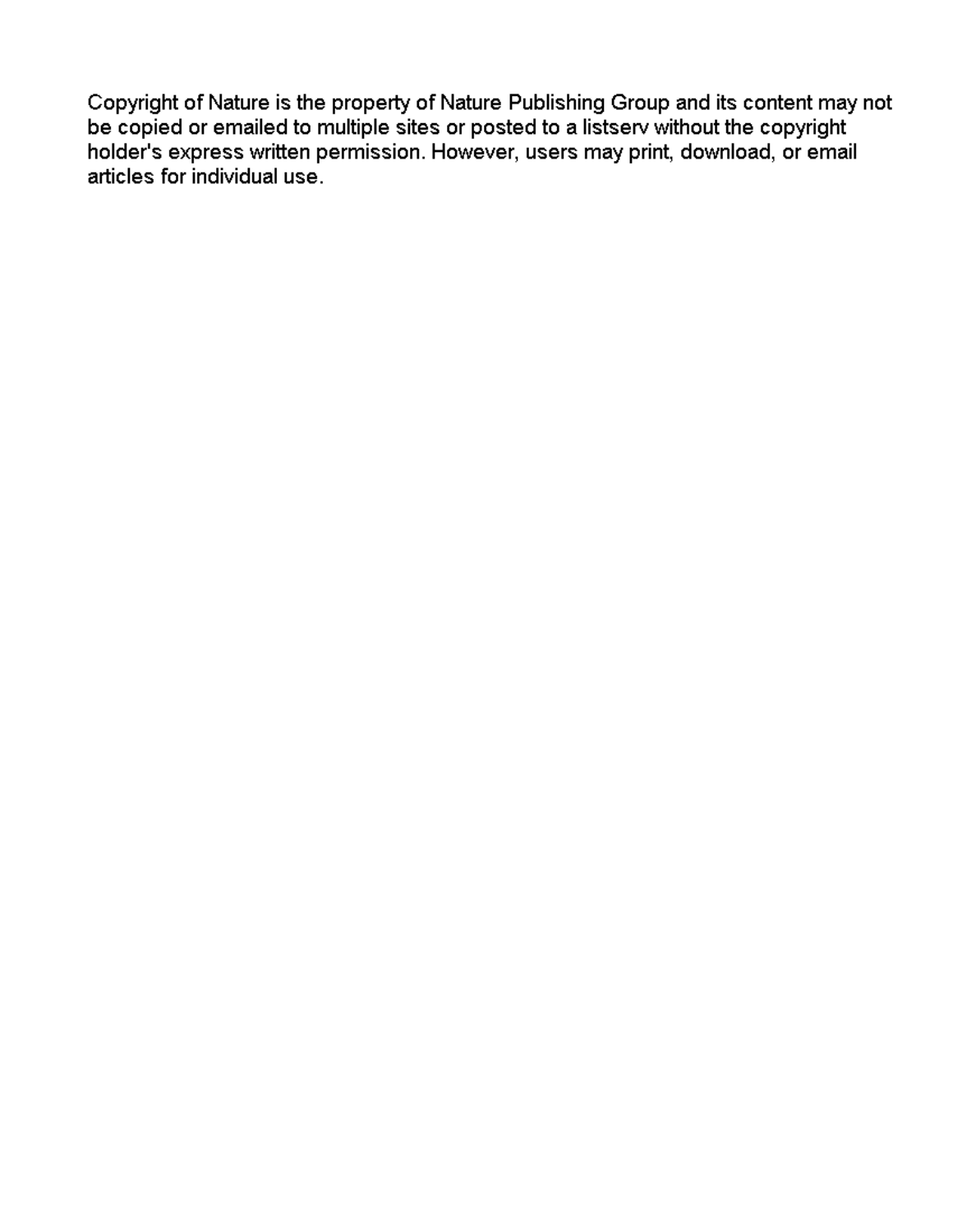Copyright of Nature is the property of Nature Publishing Group and its content may not be copied or emailed to multiple sites or posted to a listserv without the copyright holder's express written permission. However, users may print, download, or email articles for individual use.